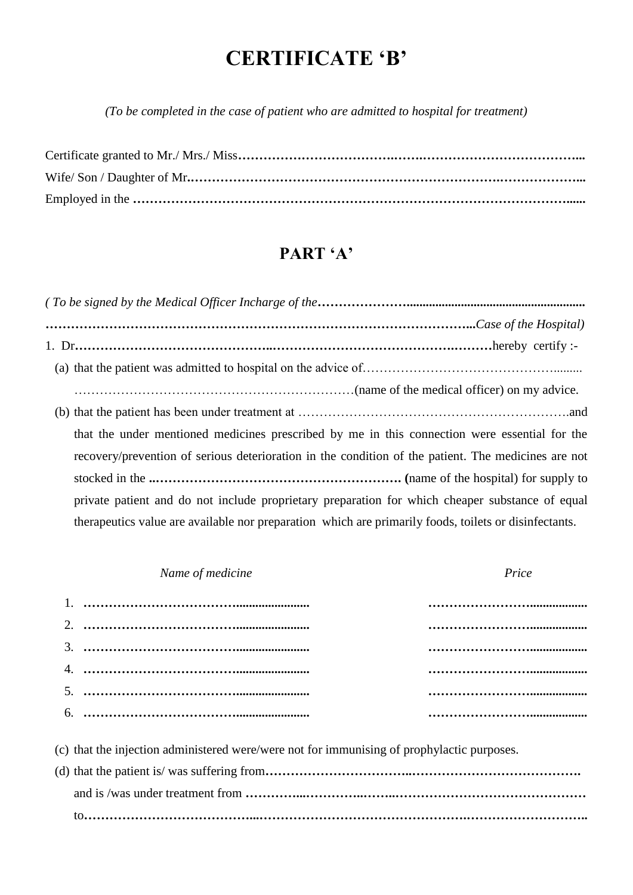# CERTIFICATE 'B'

*(To be completed in the case of patient who are admitted to hospital for treatment)*

Certificate granted to Mr./ Mrs./ Miss……………………………….…….……………………………...

Wife/ Son / Daughter of Mr.……………………………………………………….………………...

Employed in the ……………………………………………………………………………………......

## PART 'A'

*( To be signed by the Medical Officer Incharge of the…………………......................................................*

*……………………………………………………………………………………...Case of the Hospital)*

1. Dr……………………………………...…………………………………….………hereby certify :-

   (a) that the patient was admitted to hospital on the advice of………………………………………........ …………………………………………………………(name of the medical officer) on my advice.

   (b) that the patient has been under treatment at ……………………………………………………….and that the under mentioned medicines prescribed by me in this connection were essential for the recovery/prevention of serious deterioration in the condition of the patient. The medicines are not stocked in the ..…………………………………………………. (name of the hospital) for supply to private patient and do not include proprietary preparation for which cheaper substance of equal therapeutics value are available nor preparation which are primarily foods, toilets or disinfectants.

| | *Name of medicine* | *Price* |
|---|---|---|
| 1. | ………………………………...................... | ……………………................. |
| 2. | ………………………………...................... | ……………………................. |
| 3. | ………………………………...................... | ……………………................. |
| 4. | ………………………………...................... | ……………………................. |
| 5. | ………………………………...................... | ……………………................. |
| 6. | ………………………………...................... | ……………………................. |

   (c) that the injection administered were/were not for immunising of prophylactic purposes.

   (d) that the patient is/ was suffering from……………………………..…………………………………. and is /was under treatment from …………...…………...…....……………………………………… to…………………………………...……………………………………….…………………………..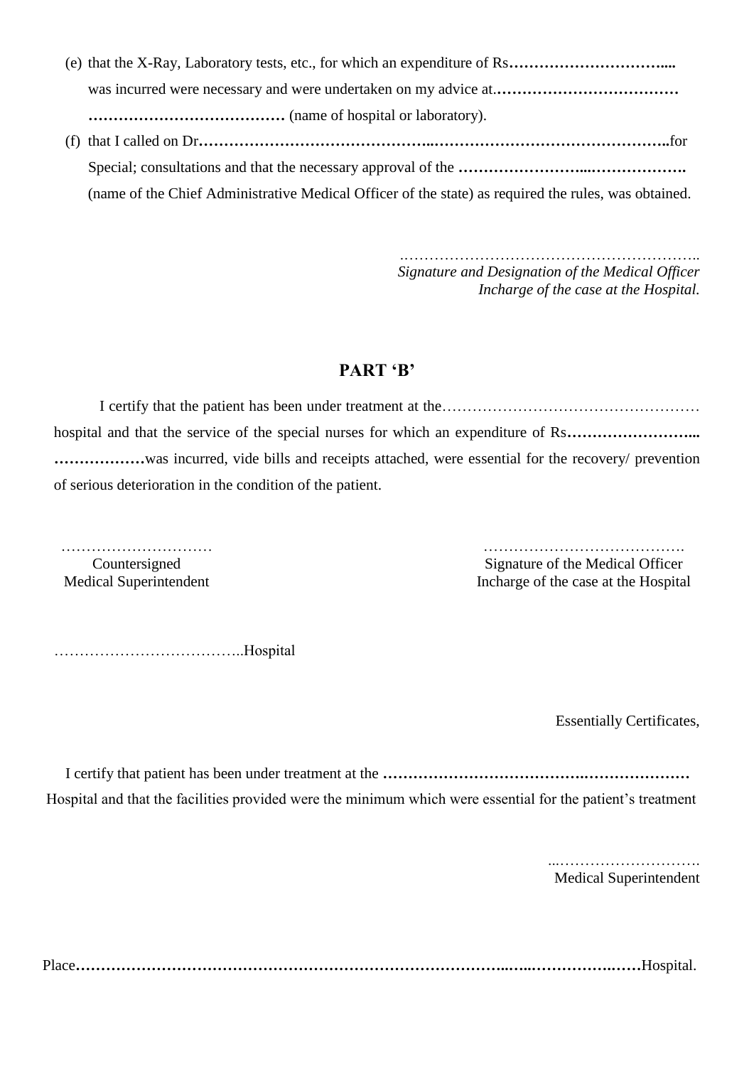(e) that the X-Ray, Laboratory tests, etc., for which an expenditure of Rs**…………………………....** was incurred were necessary and were undertaken on my advice at**………………………………** **…………………………………** (name of hospital or laboratory).

(f) that I called on Dr**……………………………………..………………………………………..**for Special; consultations and that the necessary approval of the **……………………...……………….** (name of the Chief Administrative Medical Officer of the state) as required the rules, was obtained.

……………………………………………………..
*Signature and Designation of the Medical Officer Incharge of the case at the Hospital.*

## PART 'B'

I certify that the patient has been under treatment at the…………………………………………… hospital and that the service of the special nurses for which an expenditure of Rs**……………………...** **………………**was incurred, vide bills and receipts attached, were essential for the recovery/ prevention of serious deterioration in the condition of the patient.

…………………………
Countersigned
Medical Superintendent

………………………………….
Signature of the Medical Officer
Incharge of the case at the Hospital

………………………………..Hospital

Essentially Certificates,

I certify that patient has been under treatment at the **………………………………….…………………** Hospital and that the facilities provided were the minimum which were essential for the patient's treatment

...……………………….
Medical Superintendent

Place**……………………………………………………………………...…..…………….……**Hospital.